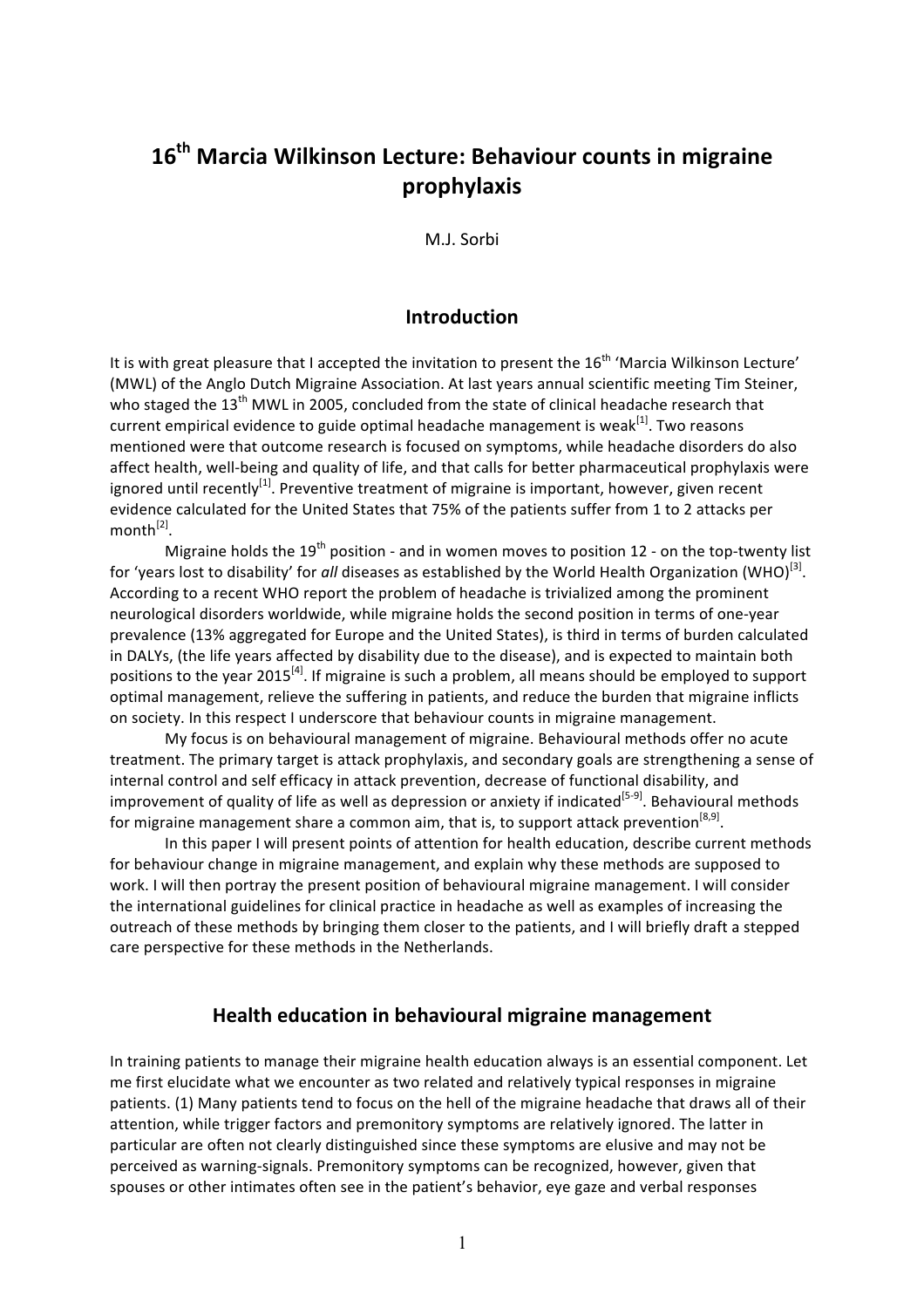# 16th Marcia Wilkinson Lecture: Behaviour counts in migraine prophylaxis

M.J. Sorbi

## Introduction

It is with great pleasure that I accepted the invitation to present the 16th 'Marcia Wilkinson Lecture' (MWL) of the Anglo Dutch Migraine Association. At last years annual scientific meeting Tim Steiner, who staged the 13th MWL in 2005, concluded from the state of clinical headache research that current empirical evidence to guide optimal headache management is weak[1]. Two reasons mentioned were that outcome research is focused on symptoms, while headache disorders do also affect health, well-being and quality of life, and that calls for better pharmaceutical prophylaxis were ignored until recently[1]. Preventive treatment of migraine is important, however, given recent evidence calculated for the United States that 75% of the patients suffer from 1 to 2 attacks per month[2].

Migraine holds the 19th position - and in women moves to position 12 - on the top-twenty list for 'years lost to disability' for *all* diseases as established by the World Health Organization (WHO)[3]. According to a recent WHO report the problem of headache is trivialized among the prominent neurological disorders worldwide, while migraine holds the second position in terms of one-year prevalence (13% aggregated for Europe and the United States), is third in terms of burden calculated in DALYs, (the life years affected by disability due to the disease), and is expected to maintain both positions to the year 2015[4]. If migraine is such a problem, all means should be employed to support optimal management, relieve the suffering in patients, and reduce the burden that migraine inflicts on society. In this respect I underscore that behaviour counts in migraine management.

My focus is on behavioural management of migraine. Behavioural methods offer no acute treatment. The primary target is attack prophylaxis, and secondary goals are strengthening a sense of internal control and self efficacy in attack prevention, decrease of functional disability, and improvement of quality of life as well as depression or anxiety if indicated[5-9]. Behavioural methods for migraine management share a common aim, that is, to support attack prevention[8,9].

In this paper I will present points of attention for health education, describe current methods for behaviour change in migraine management, and explain why these methods are supposed to work. I will then portray the present position of behavioural migraine management. I will consider the international guidelines for clinical practice in headache as well as examples of increasing the outreach of these methods by bringing them closer to the patients, and I will briefly draft a stepped care perspective for these methods in the Netherlands.

## Health education in behavioural migraine management

In training patients to manage their migraine health education always is an essential component. Let me first elucidate what we encounter as two related and relatively typical responses in migraine patients. (1) Many patients tend to focus on the hell of the migraine headache that draws all of their attention, while trigger factors and premonitory symptoms are relatively ignored. The latter in particular are often not clearly distinguished since these symptoms are elusive and may not be perceived as warning-signals. Premonitory symptoms can be recognized, however, given that spouses or other intimates often see in the patient's behavior, eye gaze and verbal responses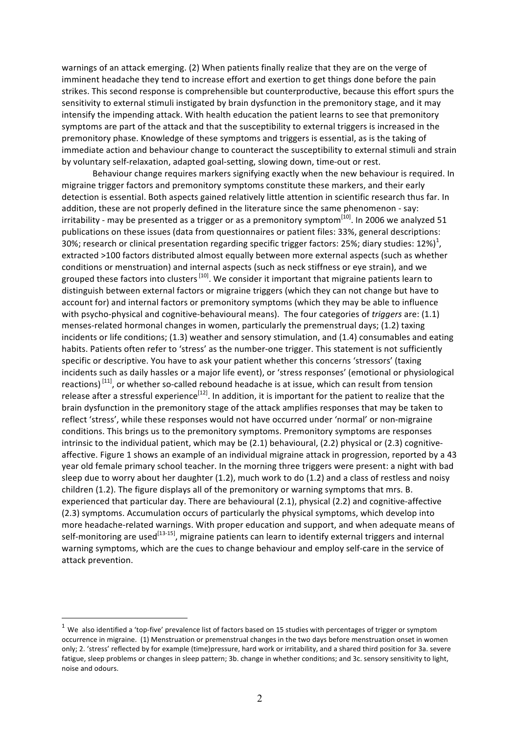warnings of an attack emerging. (2) When patients finally realize that they are on the verge of imminent headache they tend to increase effort and exertion to get things done before the pain strikes. This second response is comprehensible but counterproductive, because this effort spurs the sensitivity to external stimuli instigated by brain dysfunction in the premonitory stage, and it may intensify the impending attack. With health education the patient learns to see that premonitory symptoms are part of the attack and that the susceptibility to external triggers is increased in the premonitory phase. Knowledge of these symptoms and triggers is essential, as is the taking of immediate action and behaviour change to counteract the susceptibility to external stimuli and strain by voluntary self-relaxation, adapted goal-setting, slowing down, time-out or rest.

Behaviour change requires markers signifying exactly when the new behaviour is required. In migraine trigger factors and premonitory symptoms constitute these markers, and their early detection is essential. Both aspects gained relatively little attention in scientific research thus far. In addition, these are not properly defined in the literature since the same phenomenon - say: irritability - may be presented as a trigger or as a premonitory symptom[10]. In 2006 we analyzed 51 publications on these issues (data from questionnaires or patient files: 33%, general descriptions: 30%; research or clinical presentation regarding specific trigger factors: 25%; diary studies: 12%)[1], extracted >100 factors distributed almost equally between more external aspects (such as whether conditions or menstruation) and internal aspects (such as neck stiffness or eye strain), and we grouped these factors into clusters [10]. We consider it important that migraine patients learn to distinguish between external factors or migraine triggers (which they can not change but have to account for) and internal factors or premonitory symptoms (which they may be able to influence with psycho-physical and cognitive-behavioural means). The four categories of *triggers* are: (1.1) menses-related hormonal changes in women, particularly the premenstrual days; (1.2) taxing incidents or life conditions; (1.3) weather and sensory stimulation, and (1.4) consumables and eating habits. Patients often refer to 'stress' as the number-one trigger. This statement is not sufficiently specific or descriptive. You have to ask your patient whether this concerns 'stressors' (taxing incidents such as daily hassles or a major life event), or 'stress responses' (emotional or physiological reactions) [11], or whether so-called rebound headache is at issue, which can result from tension release after a stressful experience[12]. In addition, it is important for the patient to realize that the brain dysfunction in the premonitory stage of the attack amplifies responses that may be taken to reflect 'stress', while these responses would not have occurred under 'normal' or non-migraine conditions. This brings us to the premonitory symptoms. Premonitory symptoms are responses intrinsic to the individual patient, which may be (2.1) behavioural, (2.2) physical or (2.3) cognitive-affective. Figure 1 shows an example of an individual migraine attack in progression, reported by a 43 year old female primary school teacher. In the morning three triggers were present: a night with bad sleep due to worry about her daughter (1.2), much work to do (1.2) and a class of restless and noisy children (1.2). The figure displays all of the premonitory or warning symptoms that mrs. B. experienced that particular day. There are behavioural (2.1), physical (2.2) and cognitive-affective (2.3) symptoms. Accumulation occurs of particularly the physical symptoms, which develop into more headache-related warnings. With proper education and support, and when adequate means of self-monitoring are used[13-15], migraine patients can learn to identify external triggers and internal warning symptoms, which are the cues to change behaviour and employ self-care in the service of attack prevention.

[1] We also identified a 'top-five' prevalence list of factors based on 15 studies with percentages of trigger or symptom occurrence in migraine. (1) Menstruation or premenstrual changes in the two days before menstruation onset in women only; 2. 'stress' reflected by for example (time)pressure, hard work or irritability, and a shared third position for 3a. severe fatigue, sleep problems or changes in sleep pattern; 3b. change in whether conditions; and 3c. sensory sensitivity to light, noise and odours.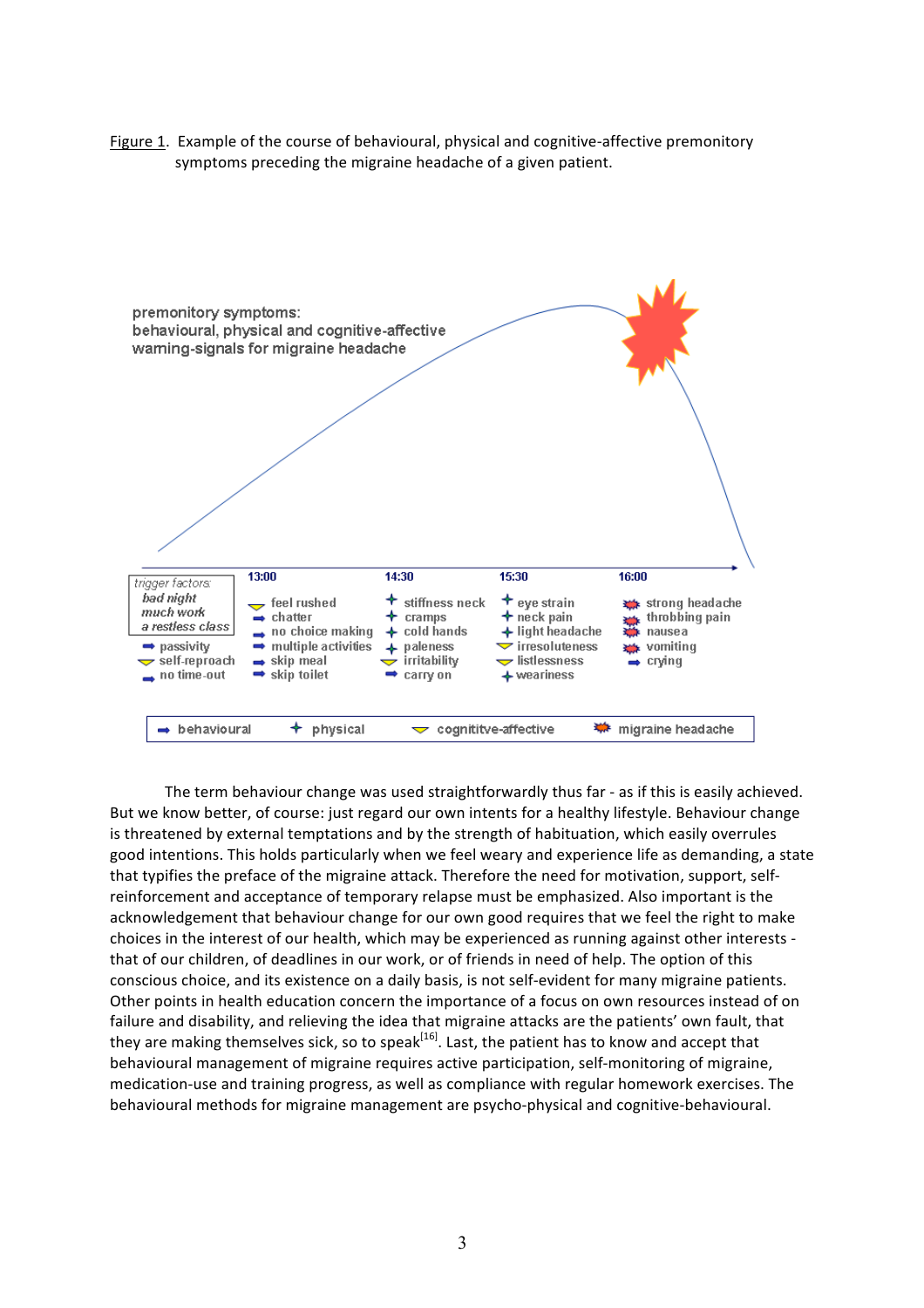Figure 1. Example of the course of behavioural, physical and cognitive-affective premonitory symptoms preceding the migraine headache of a given patient.

premonitory symptoms:
behavioural, physical and cognitive-affective
warning-signals for migraine headache

| trigger factors | 13:00 | 14:30 | 15:30 | 16:00 |
|---|---|---|---|---|
| *bad night* | feel rushed | stiffness neck | eye strain | strong headache |
| *much work* | chatter | cramps | neck pain | throbbing pain |
| *a restless class* | no choice making | cold hands | light headache | nausea |
| passivity | multiple activities | paleness | irresoluteness | vomiting |
| self-reproach | skip meal | irritability | listlessness | crying |
| no time-out | skip toilet | carry on | weariness | |

Legend: behavioural; physical; cognititve-affective; migraine headache

The term behaviour change was used straightforwardly thus far - as if this is easily achieved. But we know better, of course: just regard our own intents for a healthy lifestyle. Behaviour change is threatened by external temptations and by the strength of habituation, which easily overrules good intentions. This holds particularly when we feel weary and experience life as demanding, a state that typifies the preface of the migraine attack. Therefore the need for motivation, support, self-reinforcement and acceptance of temporary relapse must be emphasized. Also important is the acknowledgement that behaviour change for our own good requires that we feel the right to make choices in the interest of our health, which may be experienced as running against other interests - that of our children, of deadlines in our work, or of friends in need of help. The option of this conscious choice, and its existence on a daily basis, is not self-evident for many migraine patients. Other points in health education concern the importance of a focus on own resources instead of on failure and disability, and relieving the idea that migraine attacks are the patients' own fault, that they are making themselves sick, so to speak[16]. Last, the patient has to know and accept that behavioural management of migraine requires active participation, self-monitoring of migraine, medication-use and training progress, as well as compliance with regular homework exercises. The behavioural methods for migraine management are psycho-physical and cognitive-behavioural.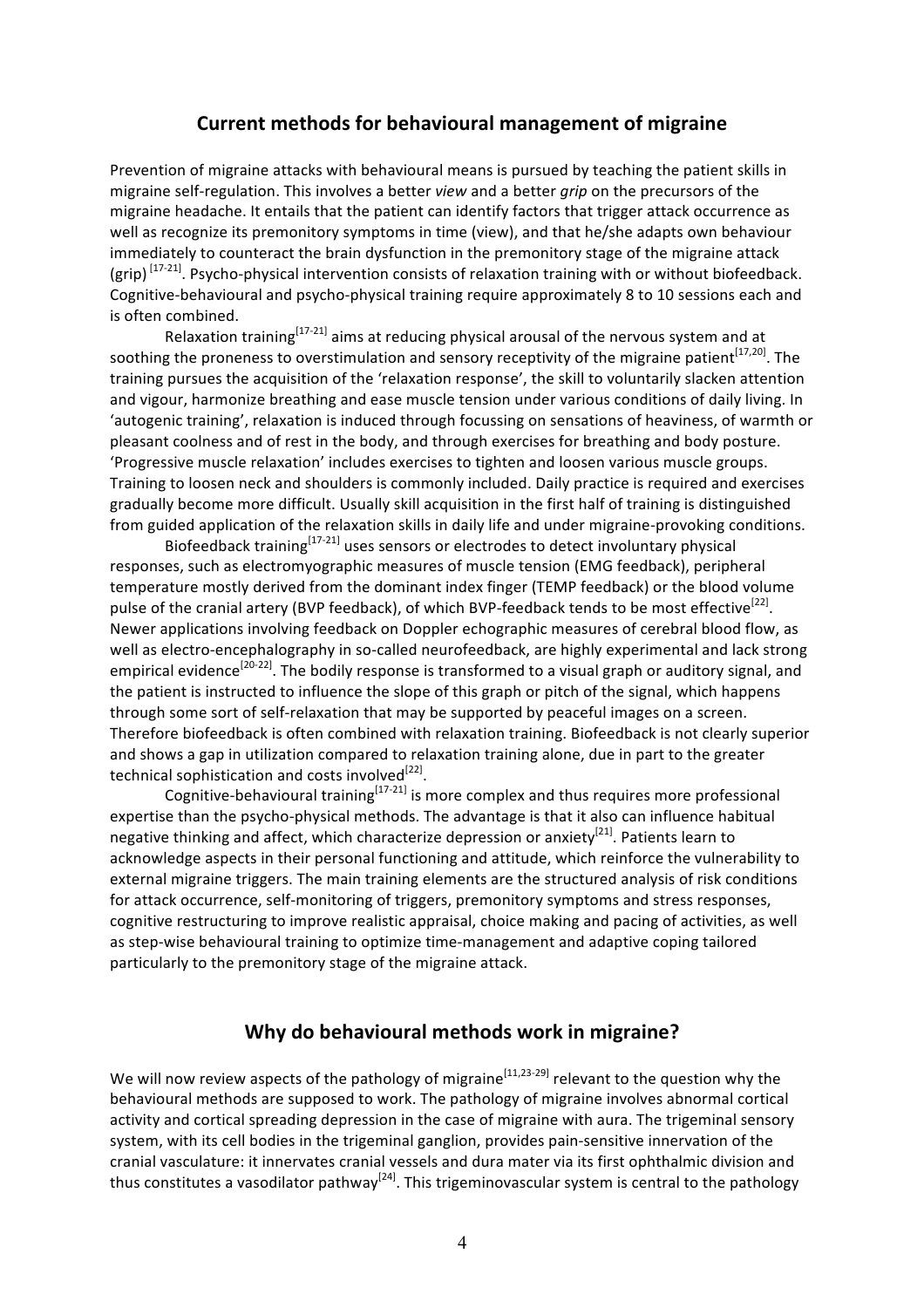## Current methods for behavioural management of migraine

Prevention of migraine attacks with behavioural means is pursued by teaching the patient skills in migraine self-regulation. This involves a better *view* and a better *grip* on the precursors of the migraine headache. It entails that the patient can identify factors that trigger attack occurrence as well as recognize its premonitory symptoms in time (view), and that he/she adapts own behaviour immediately to counteract the brain dysfunction in the premonitory stage of the migraine attack (grip) [17-21]. Psycho-physical intervention consists of relaxation training with or without biofeedback. Cognitive-behavioural and psycho-physical training require approximately 8 to 10 sessions each and is often combined.

Relaxation training[17-21] aims at reducing physical arousal of the nervous system and at soothing the proneness to overstimulation and sensory receptivity of the migraine patient[17,20]. The training pursues the acquisition of the 'relaxation response', the skill to voluntarily slacken attention and vigour, harmonize breathing and ease muscle tension under various conditions of daily living. In 'autogenic training', relaxation is induced through focussing on sensations of heaviness, of warmth or pleasant coolness and of rest in the body, and through exercises for breathing and body posture. 'Progressive muscle relaxation' includes exercises to tighten and loosen various muscle groups. Training to loosen neck and shoulders is commonly included. Daily practice is required and exercises gradually become more difficult. Usually skill acquisition in the first half of training is distinguished from guided application of the relaxation skills in daily life and under migraine-provoking conditions.

Biofeedback training[17-21] uses sensors or electrodes to detect involuntary physical responses, such as electromyographic measures of muscle tension (EMG feedback), peripheral temperature mostly derived from the dominant index finger (TEMP feedback) or the blood volume pulse of the cranial artery (BVP feedback), of which BVP-feedback tends to be most effective[22]. Newer applications involving feedback on Doppler echographic measures of cerebral blood flow, as well as electro-encephalography in so-called neurofeedback, are highly experimental and lack strong empirical evidence[20-22]. The bodily response is transformed to a visual graph or auditory signal, and the patient is instructed to influence the slope of this graph or pitch of the signal, which happens through some sort of self-relaxation that may be supported by peaceful images on a screen. Therefore biofeedback is often combined with relaxation training. Biofeedback is not clearly superior and shows a gap in utilization compared to relaxation training alone, due in part to the greater technical sophistication and costs involved[22].

Cognitive-behavioural training[17-21] is more complex and thus requires more professional expertise than the psycho-physical methods. The advantage is that it also can influence habitual negative thinking and affect, which characterize depression or anxiety[21]. Patients learn to acknowledge aspects in their personal functioning and attitude, which reinforce the vulnerability to external migraine triggers. The main training elements are the structured analysis of risk conditions for attack occurrence, self-monitoring of triggers, premonitory symptoms and stress responses, cognitive restructuring to improve realistic appraisal, choice making and pacing of activities, as well as step-wise behavioural training to optimize time-management and adaptive coping tailored particularly to the premonitory stage of the migraine attack.

## Why do behavioural methods work in migraine?

We will now review aspects of the pathology of migraine[11,23-29] relevant to the question why the behavioural methods are supposed to work. The pathology of migraine involves abnormal cortical activity and cortical spreading depression in the case of migraine with aura. The trigeminal sensory system, with its cell bodies in the trigeminal ganglion, provides pain-sensitive innervation of the cranial vasculature: it innervates cranial vessels and dura mater via its first ophthalmic division and thus constitutes a vasodilator pathway[24]. This trigeminovascular system is central to the pathology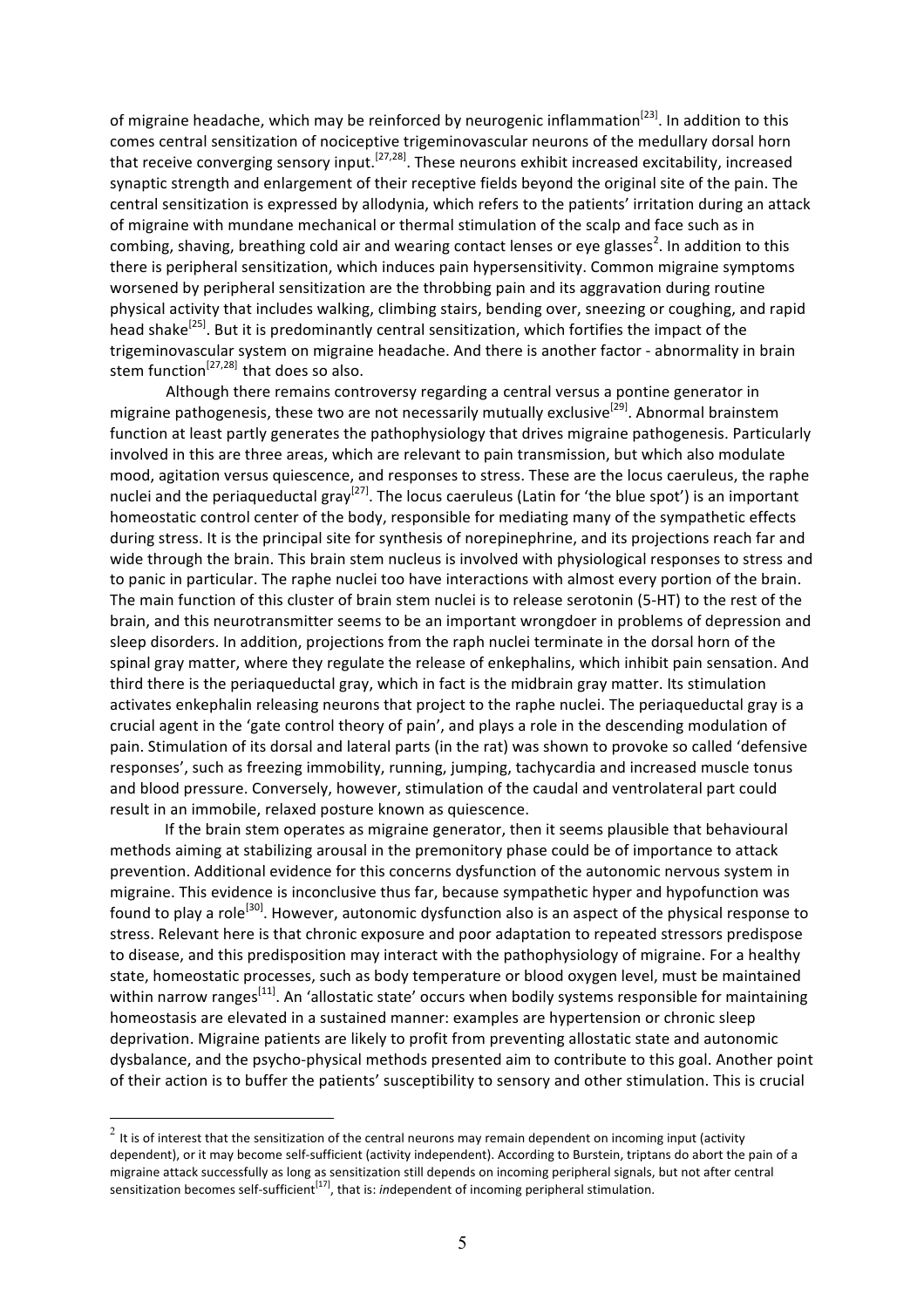of migraine headache, which may be reinforced by neurogenic inflammation[23]. In addition to this comes central sensitization of nociceptive trigeminovascular neurons of the medullary dorsal horn that receive converging sensory input.[27,28]. These neurons exhibit increased excitability, increased synaptic strength and enlargement of their receptive fields beyond the original site of the pain. The central sensitization is expressed by allodynia, which refers to the patients' irritation during an attack of migraine with mundane mechanical or thermal stimulation of the scalp and face such as in combing, shaving, breathing cold air and wearing contact lenses or eye glasses[2]. In addition to this there is peripheral sensitization, which induces pain hypersensitivity. Common migraine symptoms worsened by peripheral sensitization are the throbbing pain and its aggravation during routine physical activity that includes walking, climbing stairs, bending over, sneezing or coughing, and rapid head shake[25]. But it is predominantly central sensitization, which fortifies the impact of the trigeminovascular system on migraine headache. And there is another factor - abnormality in brain stem function[27,28] that does so also.

Although there remains controversy regarding a central versus a pontine generator in migraine pathogenesis, these two are not necessarily mutually exclusive[29]. Abnormal brainstem function at least partly generates the pathophysiology that drives migraine pathogenesis. Particularly involved in this are three areas, which are relevant to pain transmission, but which also modulate mood, agitation versus quiescence, and responses to stress. These are the locus caeruleus, the raphe nuclei and the periaqueductal gray[27]. The locus caeruleus (Latin for 'the blue spot') is an important homeostatic control center of the body, responsible for mediating many of the sympathetic effects during stress. It is the principal site for synthesis of norepinephrine, and its projections reach far and wide through the brain. This brain stem nucleus is involved with physiological responses to stress and to panic in particular. The raphe nuclei too have interactions with almost every portion of the brain. The main function of this cluster of brain stem nuclei is to release serotonin (5-HT) to the rest of the brain, and this neurotransmitter seems to be an important wrongdoer in problems of depression and sleep disorders. In addition, projections from the raph nuclei terminate in the dorsal horn of the spinal gray matter, where they regulate the release of enkephalins, which inhibit pain sensation. And third there is the periaqueductal gray, which in fact is the midbrain gray matter. Its stimulation activates enkephalin releasing neurons that project to the raphe nuclei. The periaqueductal gray is a crucial agent in the 'gate control theory of pain', and plays a role in the descending modulation of pain. Stimulation of its dorsal and lateral parts (in the rat) was shown to provoke so called 'defensive responses', such as freezing immobility, running, jumping, tachycardia and increased muscle tonus and blood pressure. Conversely, however, stimulation of the caudal and ventrolateral part could result in an immobile, relaxed posture known as quiescence.

If the brain stem operates as migraine generator, then it seems plausible that behavioural methods aiming at stabilizing arousal in the premonitory phase could be of importance to attack prevention. Additional evidence for this concerns dysfunction of the autonomic nervous system in migraine. This evidence is inconclusive thus far, because sympathetic hyper and hypofunction was found to play a role[30]. However, autonomic dysfunction also is an aspect of the physical response to stress. Relevant here is that chronic exposure and poor adaptation to repeated stressors predispose to disease, and this predisposition may interact with the pathophysiology of migraine. For a healthy state, homeostatic processes, such as body temperature or blood oxygen level, must be maintained within narrow ranges[11]. An 'allostatic state' occurs when bodily systems responsible for maintaining homeostasis are elevated in a sustained manner: examples are hypertension or chronic sleep deprivation. Migraine patients are likely to profit from preventing allostatic state and autonomic dysbalance, and the psycho-physical methods presented aim to contribute to this goal. Another point of their action is to buffer the patients' susceptibility to sensory and other stimulation. This is crucial

---

[2] It is of interest that the sensitization of the central neurons may remain dependent on incoming input (activity dependent), or it may become self-sufficient (activity independent). According to Burstein, triptans do abort the pain of a migraine attack successfully as long as sensitization still depends on incoming peripheral signals, but not after central sensitization becomes self-sufficient[17], that is: *in*dependent of incoming peripheral stimulation.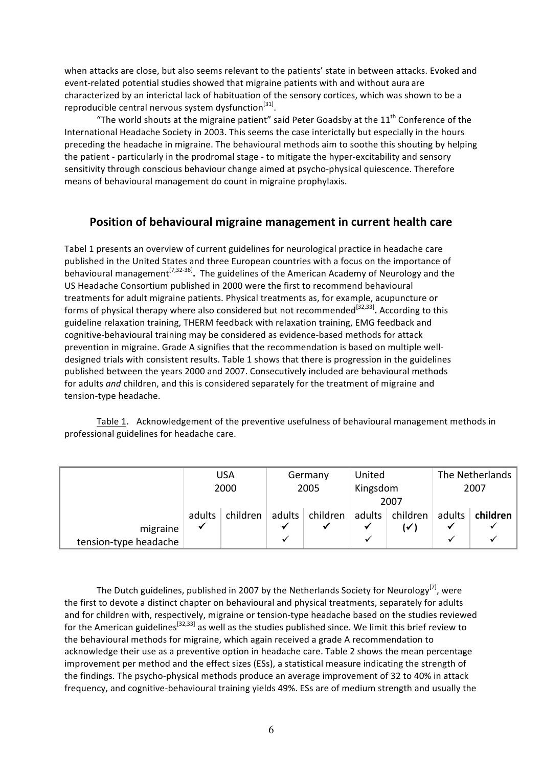when attacks are close, but also seems relevant to the patients' state in between attacks. Evoked and event-related potential studies showed that migraine patients with and without aura are characterized by an interictal lack of habituation of the sensory cortices, which was shown to be a reproducible central nervous system dysfunction[31].

"The world shouts at the migraine patient" said Peter Goadsby at the 11th Conference of the International Headache Society in 2003. This seems the case interictally but especially in the hours preceding the headache in migraine. The behavioural methods aim to soothe this shouting by helping the patient - particularly in the prodromal stage - to mitigate the hyper-excitability and sensory sensitivity through conscious behaviour change aimed at psycho-physical quiescence. Therefore means of behavioural management do count in migraine prophylaxis.

## Position of behavioural migraine management in current health care

Tabel 1 presents an overview of current guidelines for neurological practice in headache care published in the United States and three European countries with a focus on the importance of behavioural management[7,32-36]**.** The guidelines of the American Academy of Neurology and the US Headache Consortium published in 2000 were the first to recommend behavioural treatments for adult migraine patients. Physical treatments as, for example, acupuncture or forms of physical therapy where also considered but not recommended[32,33]**.** According to this guideline relaxation training, THERM feedback with relaxation training, EMG feedback and cognitive-behavioural training may be considered as evidence-based methods for attack prevention in migraine. Grade A signifies that the recommendation is based on multiple well-designed trials with consistent results. Table 1 shows that there is progression in the guidelines published between the years 2000 and 2007. Consecutively included are behavioural methods for adults *and* children, and this is considered separately for the treatment of migraine and tension-type headache.

Table 1. Acknowledgement of the preventive usefulness of behavioural management methods in professional guidelines for headache care.

| | USA 2000 | | Germany 2005 | | United Kingdom 2007 | | The Netherlands 2007 | |
|---|---|---|---|---|---|---|---|---|
| | adults | children | adults | children | adults | children | adults | **children** |
| migraine | ✓ | | ✓ | ✓ | ✓ | (✓) | ✓ | ✓ |
| tension-type headache | | | ✓ | | ✓ | | ✓ | ✓ |

The Dutch guidelines, published in 2007 by the Netherlands Society for Neurology[7], were the first to devote a distinct chapter on behavioural and physical treatments, separately for adults and for children with, respectively, migraine or tension-type headache based on the studies reviewed for the American guidelines[32,33] as well as the studies published since. We limit this brief review to the behavioural methods for migraine, which again received a grade A recommendation to acknowledge their use as a preventive option in headache care. Table 2 shows the mean percentage improvement per method and the effect sizes (ESs), a statistical measure indicating the strength of the findings. The psycho-physical methods produce an average improvement of 32 to 40% in attack frequency, and cognitive-behavioural training yields 49%. ESs are of medium strength and usually the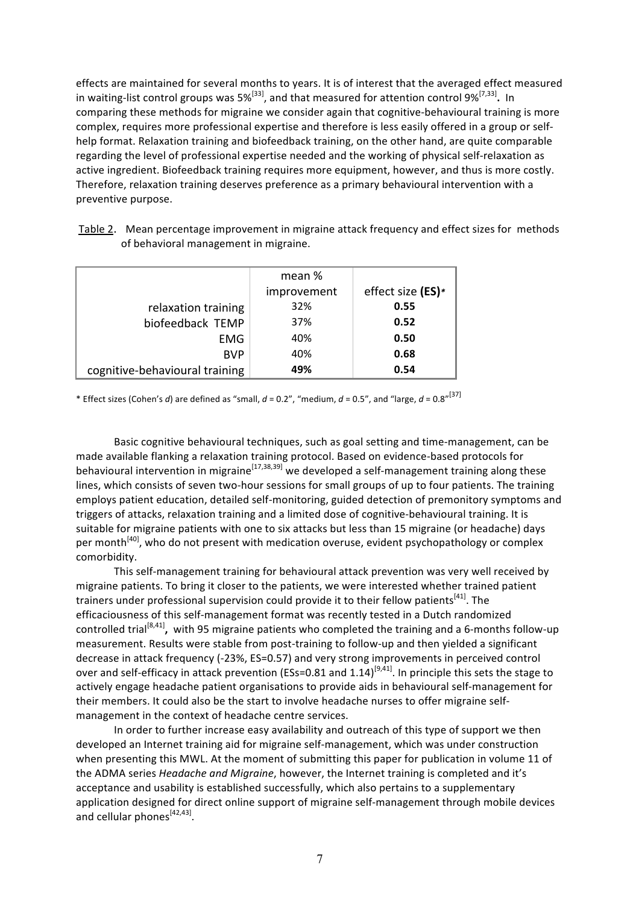effects are maintained for several months to years. It is of interest that the averaged effect measured in waiting-list control groups was 5%[33], and that measured for attention control 9%[7,33]**.** In comparing these methods for migraine we consider again that cognitive-behavioural training is more complex, requires more professional expertise and therefore is less easily offered in a group or self-help format. Relaxation training and biofeedback training, on the other hand, are quite comparable regarding the level of professional expertise needed and the working of physical self-relaxation as active ingredient. Biofeedback training requires more equipment, however, and thus is more costly. Therefore, relaxation training deserves preference as a primary behavioural intervention with a preventive purpose.

Table 2. Mean percentage improvement in migraine attack frequency and effect sizes for methods of behavioral management in migraine.

| | mean % improvement | effect size **(ES)*** |
|---|---|---|
| relaxation training | 32% | **0.55** |
| biofeedback TEMP | 37% | **0.52** |
| EMG | 40% | **0.50** |
| BVP | 40% | **0.68** |
| cognitive-behavioural training | **49%** | **0.54** |

\* Effect sizes (Cohen's *d*) are defined as "small, $d = 0.2$", "medium, $d = 0.5$", and "large, $d = 0.8$"[37]

Basic cognitive behavioural techniques, such as goal setting and time-management, can be made available flanking a relaxation training protocol. Based on evidence-based protocols for behavioural intervention in migraine[17,38,39] we developed a self-management training along these lines, which consists of seven two-hour sessions for small groups of up to four patients. The training employs patient education, detailed self-monitoring, guided detection of premonitory symptoms and triggers of attacks, relaxation training and a limited dose of cognitive-behavioural training. It is suitable for migraine patients with one to six attacks but less than 15 migraine (or headache) days per month[40], who do not present with medication overuse, evident psychopathology or complex comorbidity.

This self-management training for behavioural attack prevention was very well received by migraine patients. To bring it closer to the patients, we were interested whether trained patient trainers under professional supervision could provide it to their fellow patients[41]. The efficaciousness of this self-management format was recently tested in a Dutch randomized controlled trial[8,41]**,** with 95 migraine patients who completed the training and a 6-months follow-up measurement. Results were stable from post-training to follow-up and then yielded a significant decrease in attack frequency (-23%, ES=0.57) and very strong improvements in perceived control over and self-efficacy in attack prevention (ESs=0.81 and 1.14)[9,41]. In principle this sets the stage to actively engage headache patient organisations to provide aids in behavioural self-management for their members. It could also be the start to involve headache nurses to offer migraine self-management in the context of headache centre services.

In order to further increase easy availability and outreach of this type of support we then developed an Internet training aid for migraine self-management, which was under construction when presenting this MWL. At the moment of submitting this paper for publication in volume 11 of the ADMA series *Headache and Migraine*, however, the Internet training is completed and it's acceptance and usability is established successfully, which also pertains to a supplementary application designed for direct online support of migraine self-management through mobile devices and cellular phones[42,43].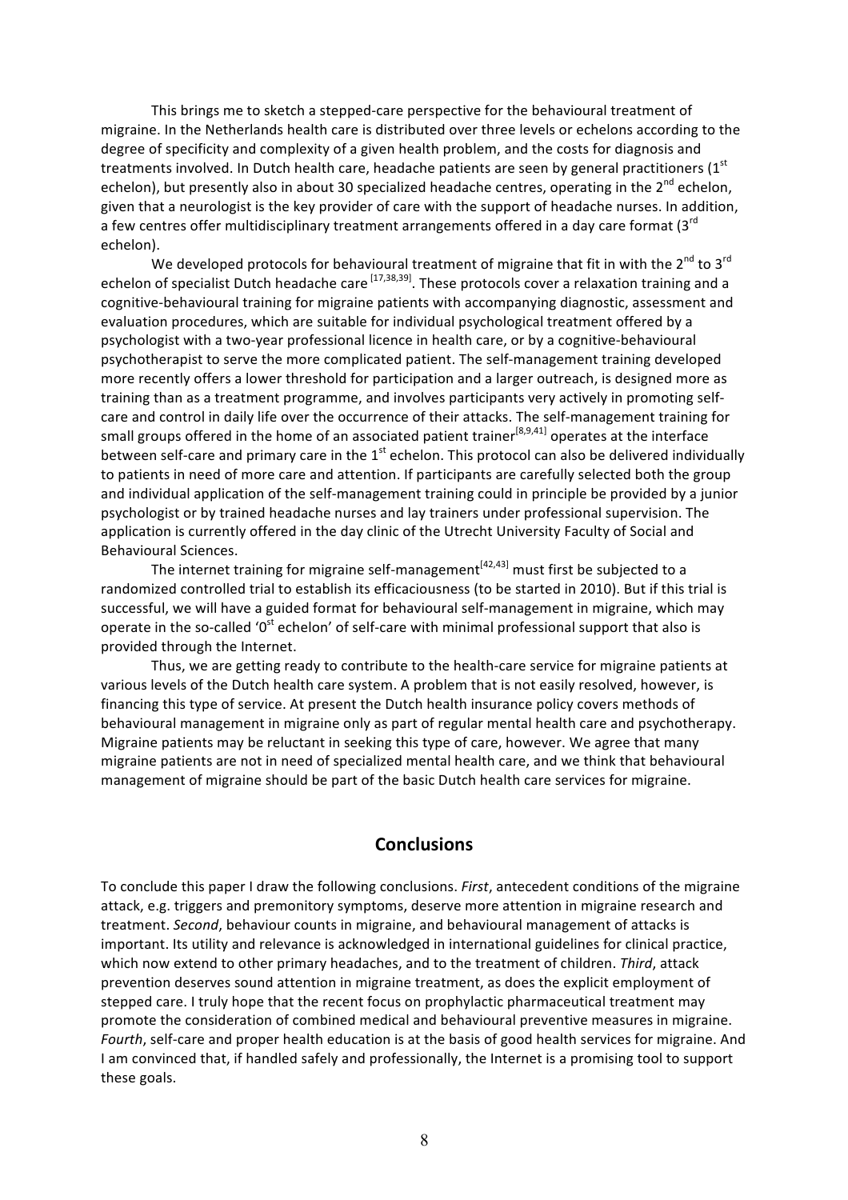This brings me to sketch a stepped-care perspective for the behavioural treatment of migraine. In the Netherlands health care is distributed over three levels or echelons according to the degree of specificity and complexity of a given health problem, and the costs for diagnosis and treatments involved. In Dutch health care, headache patients are seen by general practitioners (1st echelon), but presently also in about 30 specialized headache centres, operating in the 2nd echelon, given that a neurologist is the key provider of care with the support of headache nurses. In addition, a few centres offer multidisciplinary treatment arrangements offered in a day care format (3rd echelon).

We developed protocols for behavioural treatment of migraine that fit in with the 2nd to 3rd echelon of specialist Dutch headache care [17,38,39]. These protocols cover a relaxation training and a cognitive-behavioural training for migraine patients with accompanying diagnostic, assessment and evaluation procedures, which are suitable for individual psychological treatment offered by a psychologist with a two-year professional licence in health care, or by a cognitive-behavioural psychotherapist to serve the more complicated patient. The self-management training developed more recently offers a lower threshold for participation and a larger outreach, is designed more as training than as a treatment programme, and involves participants very actively in promoting self-care and control in daily life over the occurrence of their attacks. The self-management training for small groups offered in the home of an associated patient trainer[8,9,41] operates at the interface between self-care and primary care in the 1st echelon. This protocol can also be delivered individually to patients in need of more care and attention. If participants are carefully selected both the group and individual application of the self-management training could in principle be provided by a junior psychologist or by trained headache nurses and lay trainers under professional supervision. The application is currently offered in the day clinic of the Utrecht University Faculty of Social and Behavioural Sciences.

The internet training for migraine self-management[42,43] must first be subjected to a randomized controlled trial to establish its efficaciousness (to be started in 2010). But if this trial is successful, we will have a guided format for behavioural self-management in migraine, which may operate in the so-called '0st echelon' of self-care with minimal professional support that also is provided through the Internet.

Thus, we are getting ready to contribute to the health-care service for migraine patients at various levels of the Dutch health care system. A problem that is not easily resolved, however, is financing this type of service. At present the Dutch health insurance policy covers methods of behavioural management in migraine only as part of regular mental health care and psychotherapy. Migraine patients may be reluctant in seeking this type of care, however. We agree that many migraine patients are not in need of specialized mental health care, and we think that behavioural management of migraine should be part of the basic Dutch health care services for migraine.

## Conclusions

To conclude this paper I draw the following conclusions. *First*, antecedent conditions of the migraine attack, e.g. triggers and premonitory symptoms, deserve more attention in migraine research and treatment. *Second*, behaviour counts in migraine, and behavioural management of attacks is important. Its utility and relevance is acknowledged in international guidelines for clinical practice, which now extend to other primary headaches, and to the treatment of children. *Third*, attack prevention deserves sound attention in migraine treatment, as does the explicit employment of stepped care. I truly hope that the recent focus on prophylactic pharmaceutical treatment may promote the consideration of combined medical and behavioural preventive measures in migraine. *Fourth*, self-care and proper health education is at the basis of good health services for migraine. And I am convinced that, if handled safely and professionally, the Internet is a promising tool to support these goals.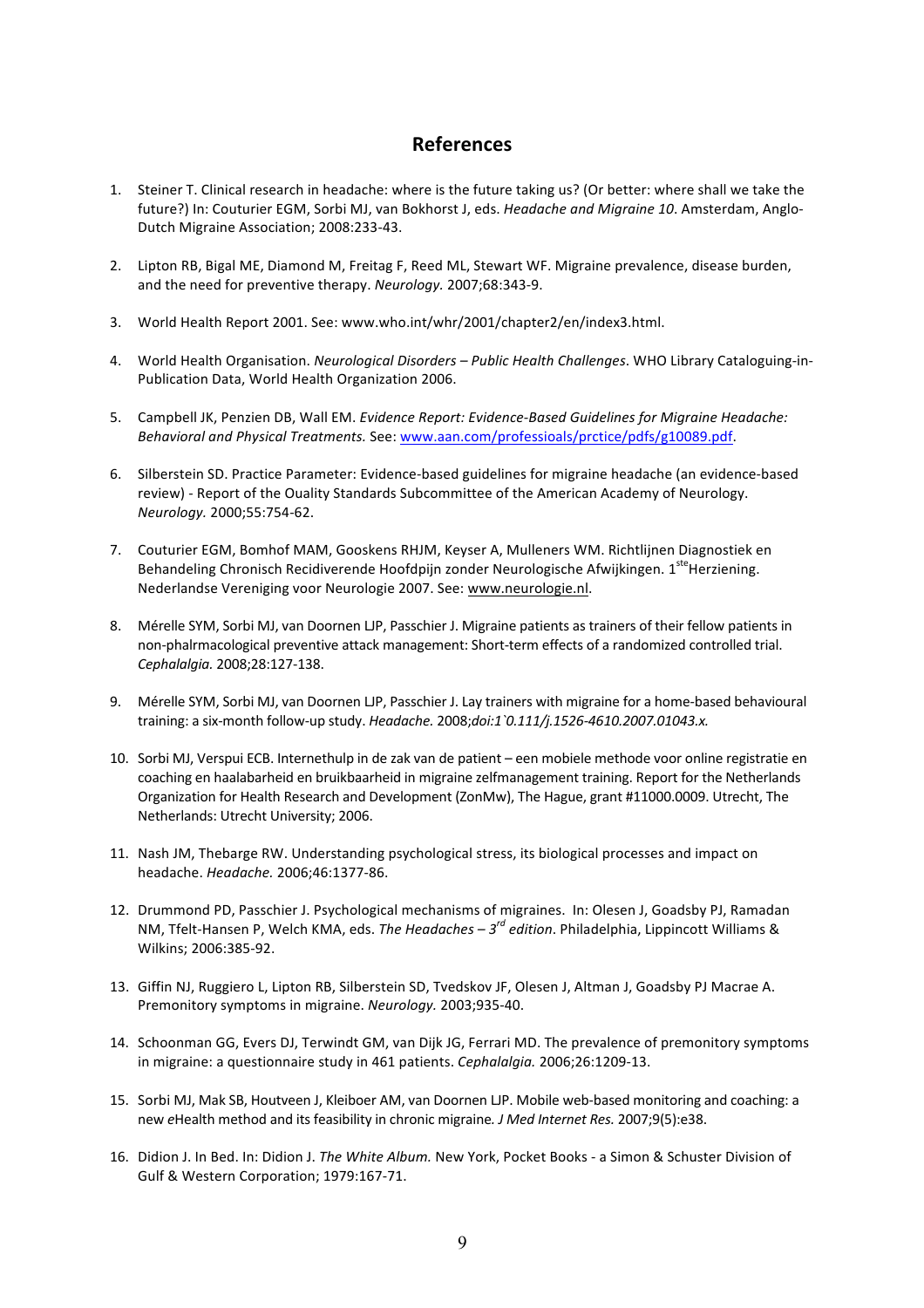# References

1. Steiner T. Clinical research in headache: where is the future taking us? (Or better: where shall we take the future?) In: Couturier EGM, Sorbi MJ, van Bokhorst J, eds. *Headache and Migraine 10*. Amsterdam, Anglo-Dutch Migraine Association; 2008:233-43.

2. Lipton RB, Bigal ME, Diamond M, Freitag F, Reed ML, Stewart WF. Migraine prevalence, disease burden, and the need for preventive therapy. *Neurology.* 2007;68:343-9.

3. World Health Report 2001. See: www.who.int/whr/2001/chapter2/en/index3.html.

4. World Health Organisation. *Neurological Disorders – Public Health Challenges*. WHO Library Cataloguing-in-Publication Data, World Health Organization 2006.

5. Campbell JK, Penzien DB, Wall EM. *Evidence Report: Evidence-Based Guidelines for Migraine Headache: Behavioral and Physical Treatments.* See: [www.aan.com/professioals/prctice/pdfs/g10089.pdf](www.aan.com/professioals/prctice/pdfs/g10089.pdf).

6. Silberstein SD. Practice Parameter: Evidence-based guidelines for migraine headache (an evidence-based review) - Report of the Ouality Standards Subcommittee of the American Academy of Neurology. *Neurology.* 2000;55:754-62.

7. Couturier EGM, Bomhof MAM, Gooskens RHJM, Keyser A, Mulleners WM. Richtlijnen Diagnostiek en Behandeling Chronisch Recidiverende Hoofdpijn zonder Neurologische Afwijkingen. 1ste Herziening. Nederlandse Vereniging voor Neurologie 2007. See: [www.neurologie.nl](www.neurologie.nl).

8. Mérelle SYM, Sorbi MJ, van Doornen LJP, Passchier J. Migraine patients as trainers of their fellow patients in non-phalrmacological preventive attack management: Short-term effects of a randomized controlled trial. *Cephalalgia.* 2008;28:127-138.

9. Mérelle SYM, Sorbi MJ, van Doornen LJP, Passchier J. Lay trainers with migraine for a home-based behavioural training: a six-month follow-up study. *Headache.* 2008;*doi:1`0.111/j.1526-4610.2007.01043.x.*

10. Sorbi MJ, Verspui ECB. Internethulp in de zak van de patient – een mobiele methode voor online registratie en coaching en haalabarheid en bruikbaarheid in migraine zelfmanagement training. Report for the Netherlands Organization for Health Research and Development (ZonMw), The Hague, grant #11000.0009. Utrecht, The Netherlands: Utrecht University; 2006.

11. Nash JM, Thebarge RW. Understanding psychological stress, its biological processes and impact on headache. *Headache.* 2006;46:1377-86.

12. Drummond PD, Passchier J. Psychological mechanisms of migraines. In: Olesen J, Goadsby PJ, Ramadan NM, Tfelt-Hansen P, Welch KMA, eds. *The Headaches – 3rd edition*. Philadelphia, Lippincott Williams & Wilkins; 2006:385-92.

13. Giffin NJ, Ruggiero L, Lipton RB, Silberstein SD, Tvedskov JF, Olesen J, Altman J, Goadsby PJ Macrae A. Premonitory symptoms in migraine. *Neurology.* 2003;935-40.

14. Schoonman GG, Evers DJ, Terwindt GM, van Dijk JG, Ferrari MD. The prevalence of premonitory symptoms in migraine: a questionnaire study in 461 patients. *Cephalalgia.* 2006;26:1209-13.

15. Sorbi MJ, Mak SB, Houtveen J, Kleiboer AM, van Doornen LJP. Mobile web-based monitoring and coaching: a new *e*Health method and its feasibility in chronic migraine*. J Med Internet Res.* 2007;9(5):e38.

16. Didion J. In Bed. In: Didion J. *The White Album.* New York, Pocket Books - a Simon & Schuster Division of Gulf & Western Corporation; 1979:167-71.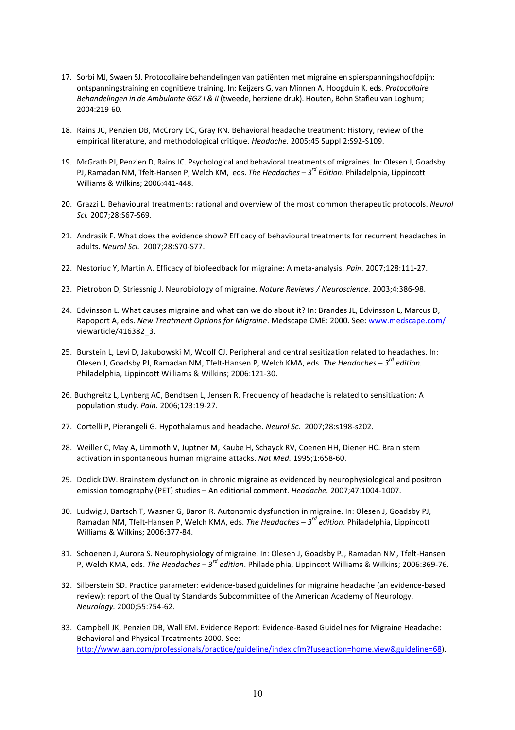17. Sorbi MJ, Swaen SJ. Protocollaire behandelingen van patiënten met migraine en spierspanningshoofdpijn: ontspanningstraining en cognitieve training. In: Keijzers G, van Minnen A, Hoogduin K, eds. *Protocollaire Behandelingen in de Ambulante GGZ I & II* (tweede, herziene druk). Houten, Bohn Stafleu van Loghum; 2004:219-60.

18. Rains JC, Penzien DB, McCrory DC, Gray RN. Behavioral headache treatment: History, review of the empirical literature, and methodological critique. *Headache.* 2005;45 Suppl 2:S92-S109.

19. McGrath PJ, Penzien D, Rains JC. Psychological and behavioral treatments of migraines. In: Olesen J, Goadsby PJ, Ramadan NM, Tfelt-Hansen P, Welch KM, eds. *The Headaches – 3rd Edition*. Philadelphia, Lippincott Williams & Wilkins; 2006:441-448.

20. Grazzi L. Behavioural treatments: rational and overview of the most common therapeutic protocols. *Neurol Sci.* 2007;28:S67-S69.

21. Andrasik F. What does the evidence show? Efficacy of behavioural treatments for recurrent headaches in adults. *Neurol Sci.* 2007;28:S70-S77.

22. Nestoriuc Y, Martin A. Efficacy of biofeedback for migraine: A meta-analysis. *Pain.* 2007;128:111-27.

23. Pietrobon D, Striessnig J. Neurobiology of migraine. *Nature Reviews / Neuroscience.* 2003;4:386-98.

24. Edvinsson L. What causes migraine and what can we do about it? In: Brandes JL, Edvinsson L, Marcus D, Rapoport A, eds. *New Treatment Options for Migraine*. Medscape CME: 2000. See: www.medscape.com/viewarticle/416382_3.

25. Burstein L, Levi D, Jakubowski M, Woolf CJ. Peripheral and central sesitization related to headaches. In: Olesen J, Goadsby PJ, Ramadan NM, Tfelt-Hansen P, Welch KMA, eds. *The Headaches – 3rd edition.* Philadelphia, Lippincott Williams & Wilkins; 2006:121-30.

26. Buchgreitz L, Lynberg AC, Bendtsen L, Jensen R. Frequency of headache is related to sensitization: A population study. *Pain.* 2006;123:19-27.

27. Cortelli P, Pierangeli G. Hypothalamus and headache. *Neurol Sc.* 2007;28:s198-s202.

28. Weiller C, May A, Limmoth V, Juptner M, Kaube H, Schayck RV, Coenen HH, Diener HC. Brain stem activation in spontaneous human migraine attacks. *Nat Med.* 1995;1:658-60.

29. Dodick DW. Brainstem dysfunction in chronic migraine as evidenced by neurophysiological and positron emission tomography (PET) studies – An editiorial comment. *Headache.* 2007;47:1004-1007.

30. Ludwig J, Bartsch T, Wasner G, Baron R. Autonomic dysfunction in migraine. In: Olesen J, Goadsby PJ, Ramadan NM, Tfelt-Hansen P, Welch KMA, eds. *The Headaches – 3rd edition*. Philadelphia, Lippincott Williams & Wilkins; 2006:377-84.

31. Schoenen J, Aurora S. Neurophysiology of migraine. In: Olesen J, Goadsby PJ, Ramadan NM, Tfelt-Hansen P, Welch KMA, eds. *The Headaches – 3rd edition*. Philadelphia, Lippincott Williams & Wilkins; 2006:369-76.

32. Silberstein SD. Practice parameter: evidence-based guidelines for migraine headache (an evidence-based review): report of the Quality Standards Subcommittee of the American Academy of Neurology. *Neurology.* 2000;55:754-62.

33. Campbell JK, Penzien DB, Wall EM. Evidence Report: Evidence-Based Guidelines for Migraine Headache: Behavioral and Physical Treatments 2000. See: http://www.aan.com/professionals/practice/guideline/index.cfm?fuseaction=home.view&guideline=68).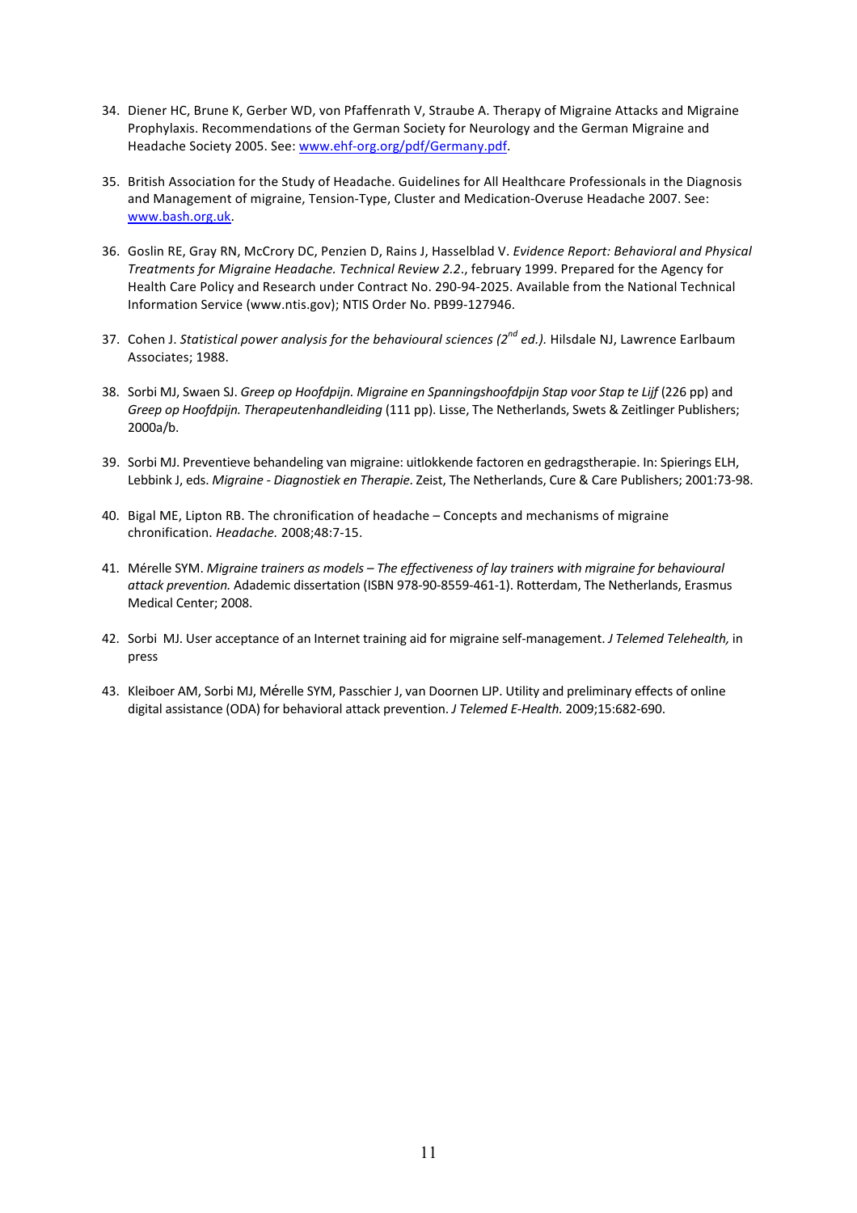34. Diener HC, Brune K, Gerber WD, von Pfaffenrath V, Straube A. Therapy of Migraine Attacks and Migraine Prophylaxis. Recommendations of the German Society for Neurology and the German Migraine and Headache Society 2005. See: www.ehf-org.org/pdf/Germany.pdf.

35. British Association for the Study of Headache. Guidelines for All Healthcare Professionals in the Diagnosis and Management of migraine, Tension-Type, Cluster and Medication-Overuse Headache 2007. See: www.bash.org.uk.

36. Goslin RE, Gray RN, McCrory DC, Penzien D, Rains J, Hasselblad V. *Evidence Report: Behavioral and Physical Treatments for Migraine Headache. Technical Review 2.2*., february 1999. Prepared for the Agency for Health Care Policy and Research under Contract No. 290-94-2025. Available from the National Technical Information Service (www.ntis.gov); NTIS Order No. PB99-127946.

37. Cohen J. *Statistical power analysis for the behavioural sciences (2nd ed.).* Hilsdale NJ, Lawrence Earlbaum Associates; 1988.

38. Sorbi MJ, Swaen SJ. *Greep op Hoofdpijn. Migraine en Spanningshoofdpijn Stap voor Stap te Lijf* (226 pp) and *Greep op Hoofdpijn. Therapeutenhandleiding* (111 pp). Lisse, The Netherlands, Swets & Zeitlinger Publishers; 2000a/b.

39. Sorbi MJ. Preventieve behandeling van migraine: uitlokkende factoren en gedragstherapie. In: Spierings ELH, Lebbink J, eds. *Migraine - Diagnostiek en Therapie*. Zeist, The Netherlands, Cure & Care Publishers; 2001:73-98.

40. Bigal ME, Lipton RB. The chronification of headache – Concepts and mechanisms of migraine chronification. *Headache.* 2008;48:7-15.

41. Mérelle SYM. *Migraine trainers as models – The effectiveness of lay trainers with migraine for behavioural attack prevention.* Adademic dissertation (ISBN 978-90-8559-461-1). Rotterdam, The Netherlands, Erasmus Medical Center; 2008.

42. Sorbi MJ. User acceptance of an Internet training aid for migraine self-management. *J Telemed Telehealth,* in press

43. Kleiboer AM, Sorbi MJ, Mérelle SYM, Passchier J, van Doornen LJP. Utility and preliminary effects of online digital assistance (ODA) for behavioral attack prevention. *J Telemed E-Health.* 2009;15:682-690.